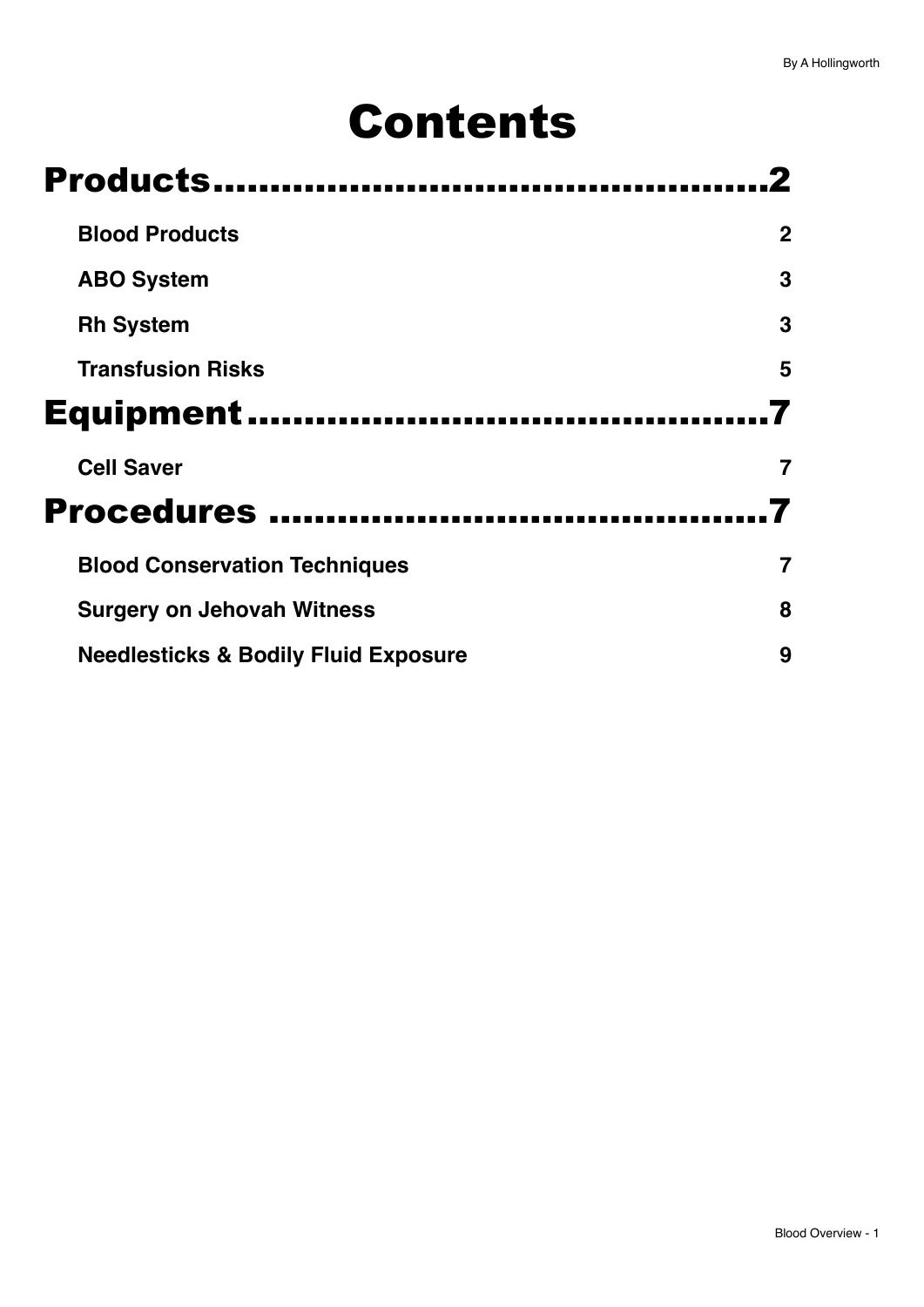# Contents

## Products.............................................2

**Blood Products** 2

**ABO System** 3

**Rh System** 3

**Transfusion Risks** 5

## Equipment...........................................7

**Cell Saver** 7

## Procedures .........................................7

**Blood Conservation Techniques** 7

**Surgery on Jehovah Witness** 8

**Needlesticks & Bodily Fluid Exposure** 9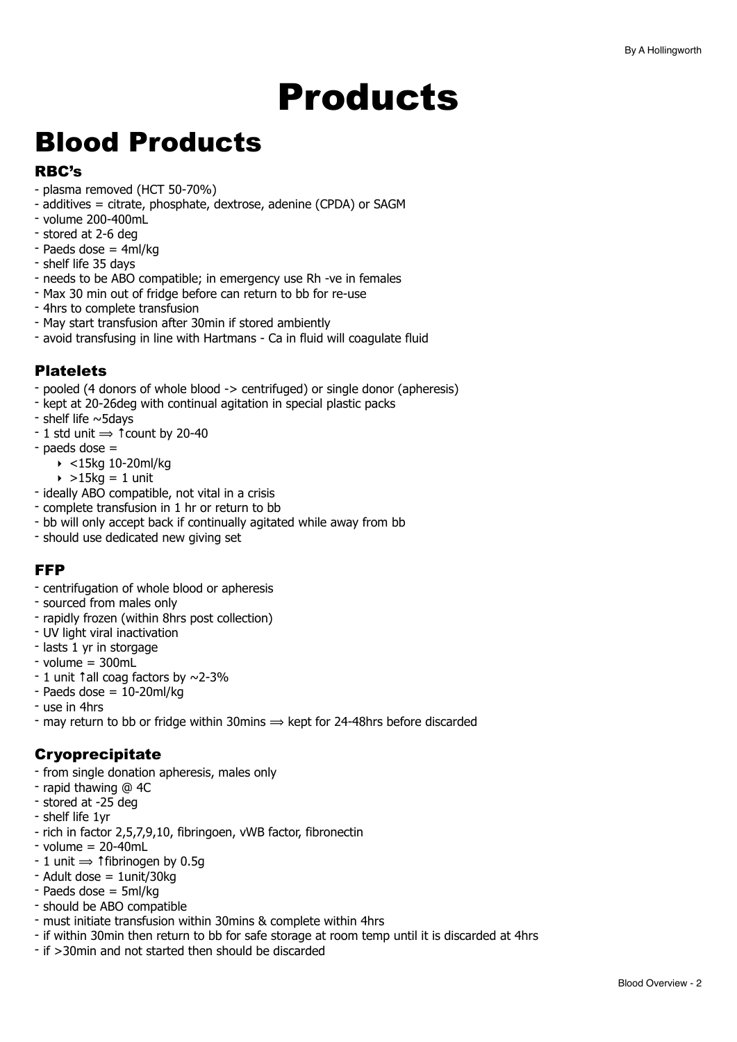# Products

# Blood Products

### RBC's

- plasma removed (HCT 50-70%)
- additives = citrate, phosphate, dextrose, adenine (CPDA) or SAGM
- volume 200-400mL
- stored at 2-6 deg
- Paeds dose = 4ml/kg
- shelf life 35 days
- needs to be ABO compatible; in emergency use Rh -ve in females
- Max 30 min out of fridge before can return to bb for re-use
- 4hrs to complete transfusion
- May start transfusion after 30min if stored ambiently
- avoid transfusing in line with Hartmans - Ca in fluid will coagulate fluid

### Platelets

- pooled (4 donors of whole blood -> centrifuged) or single donor (apheresis)
- kept at 20-26deg with continual agitation in special plastic packs
- shelf life ~5days
- 1 std unit ⟹ ↑count by 20-40
- paeds dose =
  - <15kg 10-20ml/kg
  - >15kg = 1 unit
- ideally ABO compatible, not vital in a crisis
- complete transfusion in 1 hr or return to bb
- bb will only accept back if continually agitated while away from bb
- should use dedicated new giving set

### FFP

- centrifugation of whole blood or apheresis
- sourced from males only
- rapidly frozen (within 8hrs post collection)
- UV light viral inactivation
- lasts 1 yr in storgage
- volume = 300mL
- 1 unit ↑all coag factors by ~2-3%
- Paeds dose = 10-20ml/kg
- use in 4hrs
- may return to bb or fridge within 30mins ⟹ kept for 24-48hrs before discarded

### Cryoprecipitate

- from single donation apheresis, males only
- rapid thawing @ 4C
- stored at -25 deg
- shelf life 1yr
- rich in factor 2,5,7,9,10, fibringoen, vWB factor, fibronectin
- volume = 20-40mL
- 1 unit ⟹ ↑fibrinogen by 0.5g
- Adult dose = 1unit/30kg
- Paeds dose = 5ml/kg
- should be ABO compatible
- must initiate transfusion within 30mins & complete within 4hrs
- if within 30min then return to bb for safe storage at room temp until it is discarded at 4hrs
- if >30min and not started then should be discarded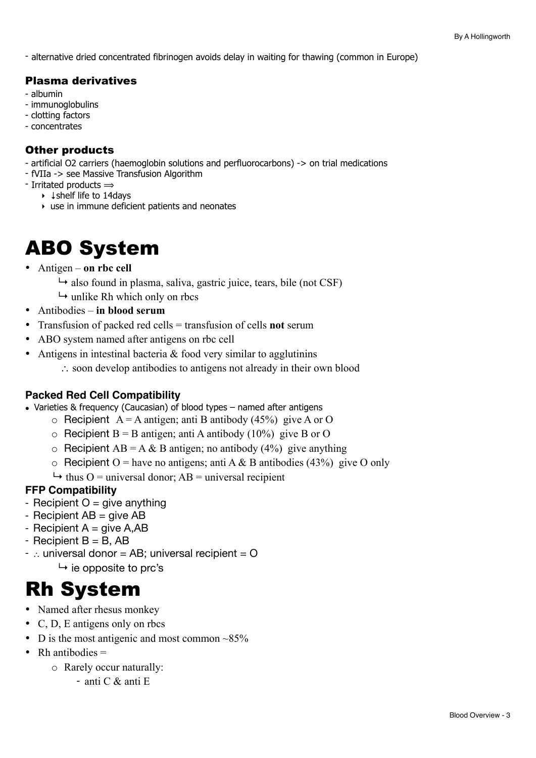- alternative dried concentrated fibrinogen avoids delay in waiting for thawing (common in Europe)

### Plasma derivatives

- albumin
- immunoglobulins
- clotting factors
- concentrates

### Other products

- artificial O2 carriers (haemoglobin solutions and perfluorocarbons) -> on trial medications
- fVIIa -> see Massive Transfusion Algorithm
- Irritated products ⟹
  - ↓shelf life to 14days
  - use in immune deficient patients and neonates

# ABO System

- Antigen – **on rbc cell**
  - ↳ also found in plasma, saliva, gastric juice, tears, bile (not CSF)
  - ↳ unlike Rh which only on rbcs
- Antibodies – **in blood serum**
- Transfusion of packed red cells = transfusion of cells **not** serum
- ABO system named after antigens on rbc cell
- Antigens in intestinal bacteria & food very similar to agglutinins
  - ∴ soon develop antibodies to antigens not already in their own blood

### Packed Red Cell Compatibility

- Varieties & frequency (Caucasian) of blood types – named after antigens
  - Recipient A = A antigen; anti B antibody (45%) give A or O
  - Recipient B = B antigen; anti A antibody (10%) give B or O
  - Recipient AB = A & B antigen; no antibody (4%) give anything
  - Recipient O = have no antigens; anti A & B antibodies (43%) give O only
  - ↳ thus O = universal donor; AB = universal recipient

### FFP Compatibility

- Recipient O = give anything
- Recipient AB = give AB
- Recipient A = give A,AB
- Recipient B = B, AB
- ∴ universal donor = AB; universal recipient = O
  - ↳ ie opposite to prc's

# Rh System

- Named after rhesus monkey
- C, D, E antigens only on rbcs
- D is the most antigenic and most common ~85%
- Rh antibodies =
  - Rarely occur naturally:
    - anti C & anti E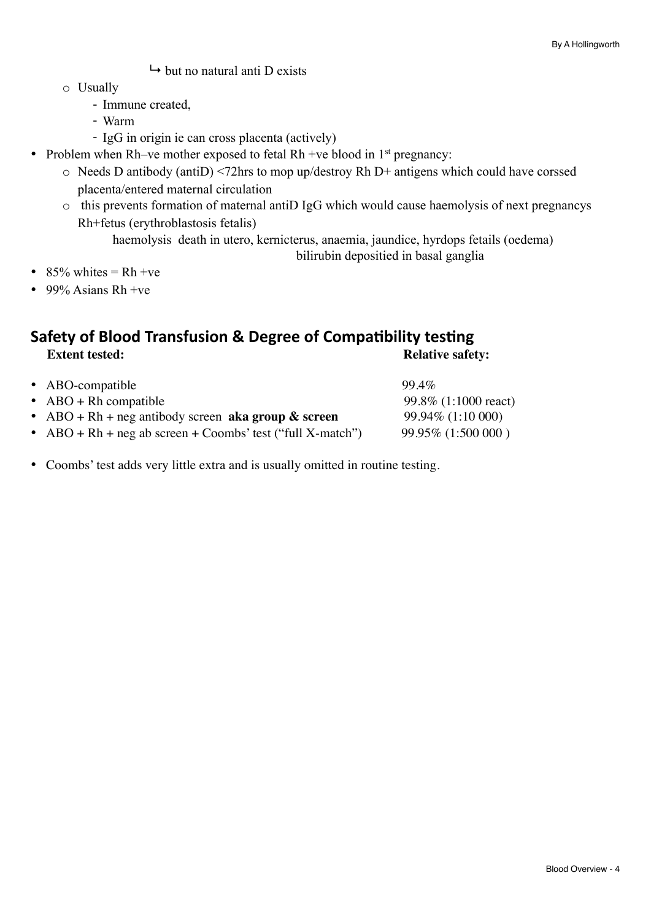↳ but no natural anti D exists

- Usually
  - Immune created,
  - Warm
  - IgG in origin ie can cross placenta (actively)
- Problem when Rh–ve mother exposed to fetal Rh +ve blood in 1st pregnancy:
  - Needs D antibody (antiD) <72hrs to mop up/destroy Rh D+ antigens which could have corssed placenta/entered maternal circulation
  - this prevents formation of maternal antiD IgG which would cause haemolysis of next pregnancys Rh+fetus (erythroblastosis fetalis)

    haemolysis death in utero, kernicterus, anaemia, jaundice, hyrdops fetails (oedema)

    bilirubin depositied in basal ganglia
- 85% whites = Rh +ve
- 99% Asians Rh +ve

## Safety of Blood Transfusion & Degree of Compatibility testing

| Extent tested: | Relative safety: |
| --- | --- |
| ABO-compatible | 99.4% |
| ABO + Rh compatible | 99.8% (1:1000 react) |
| ABO + Rh + neg antibody screen **aka group & screen** | 99.94% (1:10 000) |
| ABO + Rh + neg ab screen + Coombs' test ("full X-match") | 99.95% (1:500 000 ) |

- Coombs' test adds very little extra and is usually omitted in routine testing.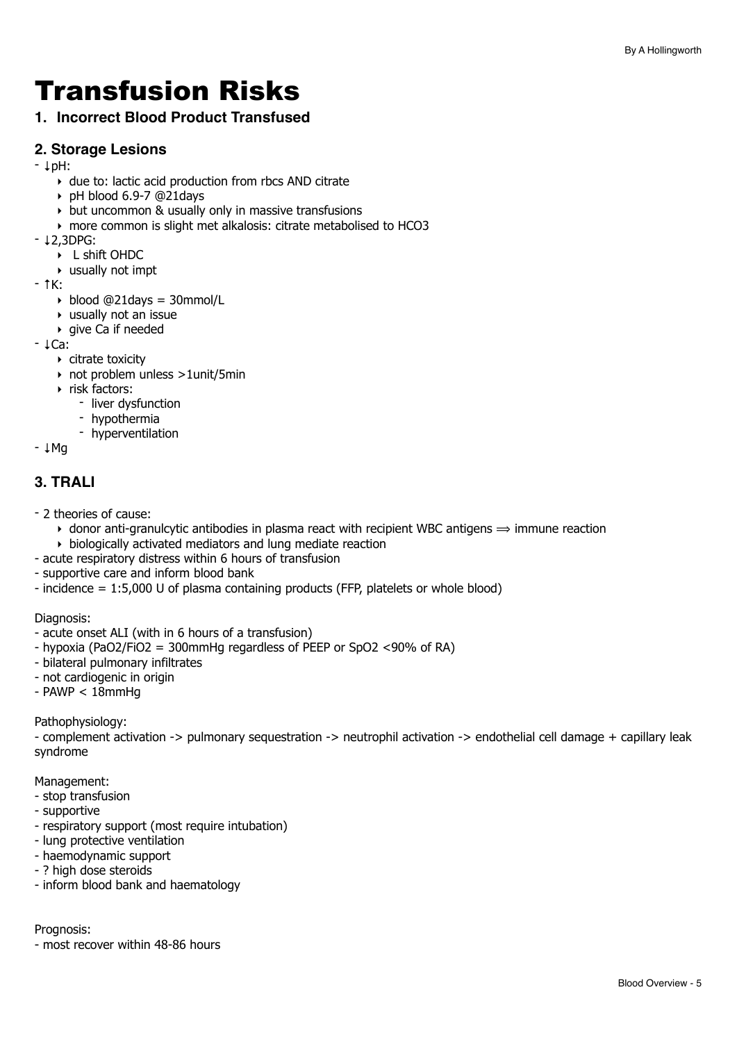# Transfusion Risks

## 1. Incorrect Blood Product Transfused

## 2. Storage Lesions

- ↓pH:
  - due to: lactic acid production from rbcs AND citrate
  - pH blood 6.9-7 @21days
  - but uncommon & usually only in massive transfusions
  - more common is slight met alkalosis: citrate metabolised to HCO3
- ↓2,3DPG:
  - L shift OHDC
  - usually not impt
- ↑K:
  - blood @21days = 30mmol/L
  - usually not an issue
  - give Ca if needed
- ↓Ca:
  - citrate toxicity
  - not problem unless >1unit/5min
  - risk factors:
    - liver dysfunction
    - hypothermia
    - hyperventilation
- ↓Mg

## 3. TRALI

- 2 theories of cause:
  - donor anti-granulcytic antibodies in plasma react with recipient WBC antigens ⟹ immune reaction
  - biologically activated mediators and lung mediate reaction
- acute respiratory distress within 6 hours of transfusion
- supportive care and inform blood bank
- incidence = 1:5,000 U of plasma containing products (FFP, platelets or whole blood)

Diagnosis:
- acute onset ALI (with in 6 hours of a transfusion)
- hypoxia ($PaO_2/FiO_2$ = 300mmHg regardless of PEEP or $SpO_2$ <90% of RA)
- bilateral pulmonary infiltrates
- not cardiogenic in origin
- PAWP < 18mmHg

Pathophysiology:
- complement activation -> pulmonary sequestration -> neutrophil activation -> endothelial cell damage + capillary leak syndrome

Management:
- stop transfusion
- supportive
- respiratory support (most require intubation)
- lung protective ventilation
- haemodynamic support
- ? high dose steroids
- inform blood bank and haematology

Prognosis:
- most recover within 48-86 hours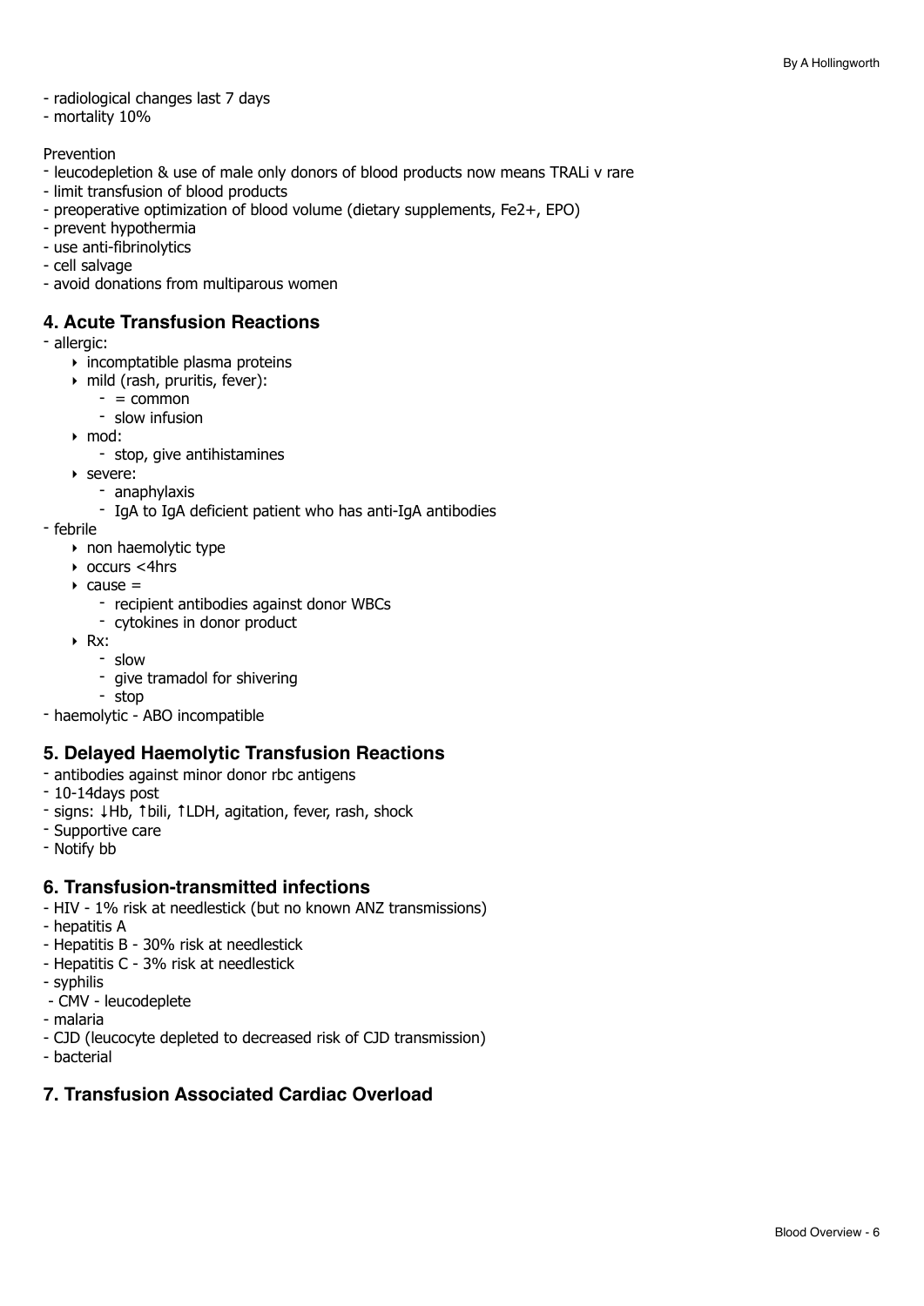- radiological changes last 7 days
- mortality 10%

Prevention

- leucodepletion & use of male only donors of blood products now means TRALi v rare
- limit transfusion of blood products
- preoperative optimization of blood volume (dietary supplements, $Fe^{2+}$, EPO)
- prevent hypothermia
- use anti-fibrinolytics
- cell salvage
- avoid donations from multiparous women

## 4. Acute Transfusion Reactions

- allergic:
  - incomptatible plasma proteins
  - mild (rash, pruritis, fever):
    - = common
    - slow infusion
  - mod:
    - stop, give antihistamines
  - severe:
    - anaphylaxis
    - IgA to IgA deficient patient who has anti-IgA antibodies
- febrile
  - non haemolytic type
  - occurs <4hrs
  - cause =
    - recipient antibodies against donor WBCs
    - cytokines in donor product
  - Rx:
    - slow
    - give tramadol for shivering
    - stop
- haemolytic - ABO incompatible

## 5. Delayed Haemolytic Transfusion Reactions

- antibodies against minor donor rbc antigens
- 10-14days post
- signs: ↓Hb, ↑bili, ↑LDH, agitation, fever, rash, shock
- Supportive care
- Notify bb

## 6. Transfusion-transmitted infections

- HIV - 1% risk at needlestick (but no known ANZ transmissions)
- hepatitis A
- Hepatitis B - 30% risk at needlestick
- Hepatitis C - 3% risk at needlestick
- syphilis
- CMV - leucodeplete
- malaria
- CJD (leucocyte depleted to decreased risk of CJD transmission)
- bacterial

## 7. Transfusion Associated Cardiac Overload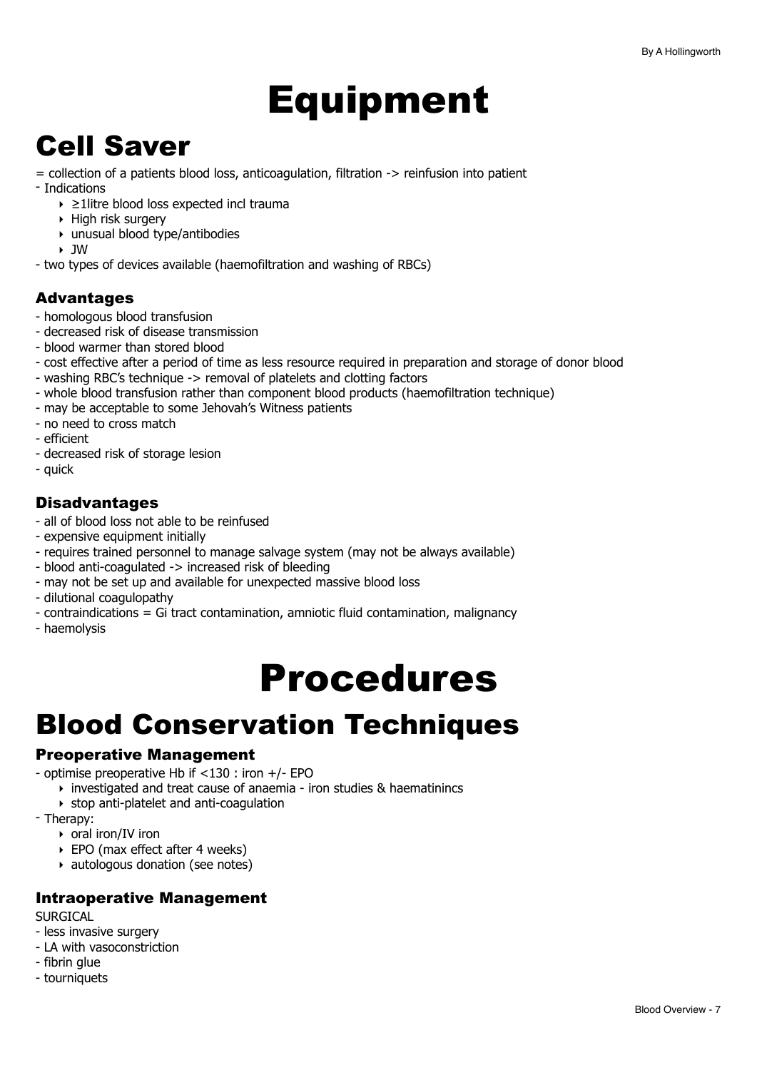// Equipment

# Equipment

## Cell Saver

= collection of a patients blood loss, anticoagulation, filtration -> reinfusion into patient

- Indications
    - ≥1litre blood loss expected incl trauma
    - High risk surgery
    - unusual blood type/antibodies
    - JW
- two types of devices available (haemofiltration and washing of RBCs)

### Advantages

- homologous blood transfusion
- decreased risk of disease transmission
- blood warmer than stored blood
- cost effective after a period of time as less resource required in preparation and storage of donor blood
- washing RBC's technique -> removal of platelets and clotting factors
- whole blood transfusion rather than component blood products (haemofiltration technique)
- may be acceptable to some Jehovah's Witness patients
- no need to cross match
- efficient
- decreased risk of storage lesion
- quick

### Disadvantages

- all of blood loss not able to be reinfused
- expensive equipment initially
- requires trained personnel to manage salvage system (may not be always available)
- blood anti-coagulated -> increased risk of bleeding
- may not be set up and available for unexpected massive blood loss
- dilutional coagulopathy
- contraindications = Gi tract contamination, amniotic fluid contamination, malignancy
- haemolysis

# Procedures

## Blood Conservation Techniques

### Preoperative Management

- optimise preoperative Hb if <130 : iron +/- EPO
    - investigated and treat cause of anaemia - iron studies & haematinincs
    - stop anti-platelet and anti-coagulation
- Therapy:
    - oral iron/IV iron
    - EPO (max effect after 4 weeks)
    - autologous donation (see notes)

### Intraoperative Management

SURGICAL

- less invasive surgery
- LA with vasoconstriction
- fibrin glue
- tourniquets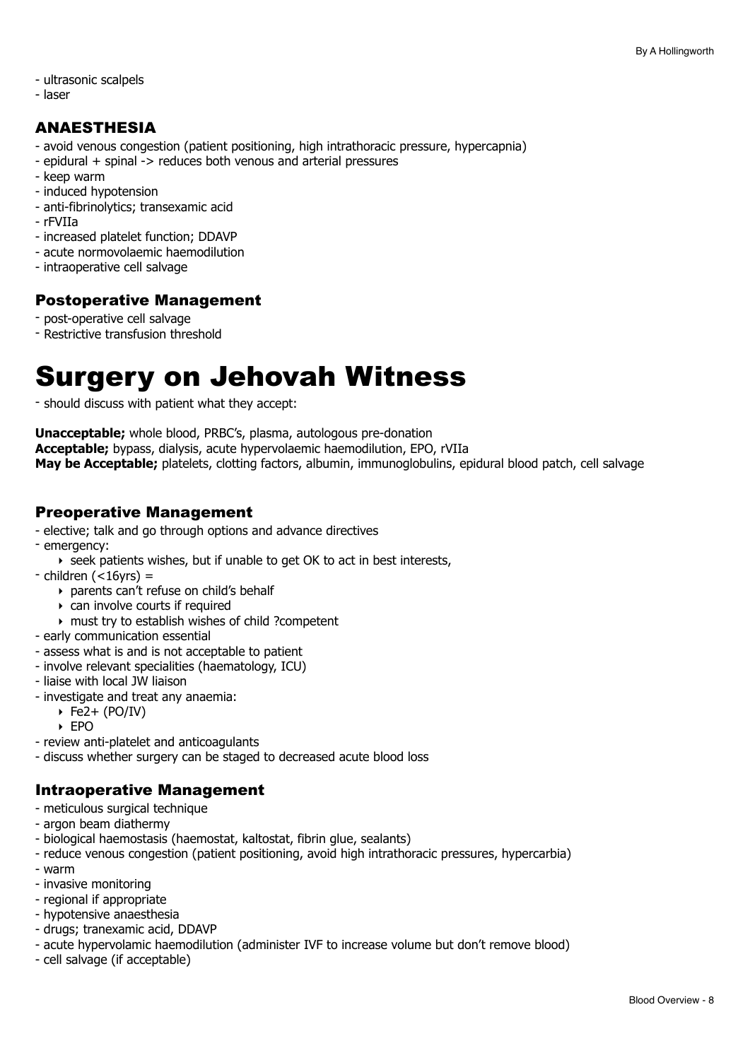- ultrasonic scalpels
- laser

### ANAESTHESIA

- avoid venous congestion (patient positioning, high intrathoracic pressure, hypercapnia)
- epidural + spinal -> reduces both venous and arterial pressures
- keep warm
- induced hypotension
- anti-fibrinolytics; transexamic acid
- rFVIIa
- increased platelet function; DDAVP
- acute normovolaemic haemodilution
- intraoperative cell salvage

### Postoperative Management

- post-operative cell salvage
- Restrictive transfusion threshold

# Surgery on Jehovah Witness

- should discuss with patient what they accept:

**Unacceptable;** whole blood, PRBC's, plasma, autologous pre-donation
**Acceptable;** bypass, dialysis, acute hypervolaemic haemodilution, EPO, rVIIa
**May be Acceptable;** platelets, clotting factors, albumin, immunoglobulins, epidural blood patch, cell salvage

### Preoperative Management

- elective; talk and go through options and advance directives
- emergency:
    - seek patients wishes, but if unable to get OK to act in best interests,
- children (<16yrs) =
    - parents can't refuse on child's behalf
    - can involve courts if required
    - must try to establish wishes of child ?competent
- early communication essential
- assess what is and is not acceptable to patient
- involve relevant specialities (haematology, ICU)
- liaise with local JW liaison
- investigate and treat any anaemia:
    - $Fe^{2+}$ (PO/IV)
    - EPO
- review anti-platelet and anticoagulants
- discuss whether surgery can be staged to decreased acute blood loss

### Intraoperative Management

- meticulous surgical technique
- argon beam diathermy
- biological haemostasis (haemostat, kaltostat, fibrin glue, sealants)
- reduce venous congestion (patient positioning, avoid high intrathoracic pressures, hypercarbia)
- warm
- invasive monitoring
- regional if appropriate
- hypotensive anaesthesia
- drugs; tranexamic acid, DDAVP
- acute hypervolamic haemodilution (administer IVF to increase volume but don't remove blood)
- cell salvage (if acceptable)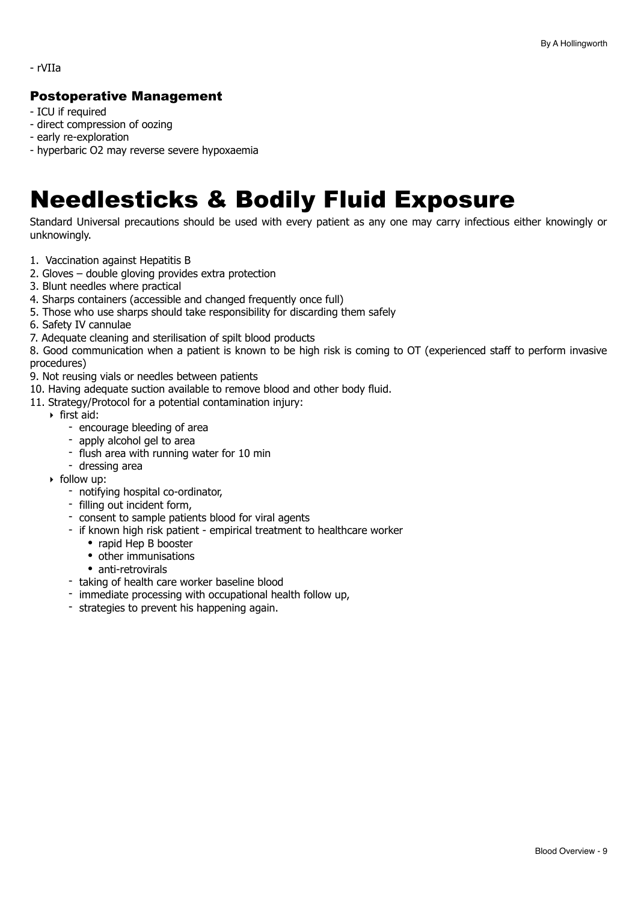- rVIIa

### Postoperative Management

- ICU if required
- direct compression of oozing
- early re-exploration
- hyperbaric O2 may reverse severe hypoxaemia

# Needlesticks & Bodily Fluid Exposure

Standard Universal precautions should be used with every patient as any one may carry infectious either knowingly or unknowingly.

1. Vaccination against Hepatitis B
2. Gloves – double gloving provides extra protection
3. Blunt needles where practical
4. Sharps containers (accessible and changed frequently once full)
5. Those who use sharps should take responsibility for discarding them safely
6. Safety IV cannulae
7. Adequate cleaning and sterilisation of spilt blood products
8. Good communication when a patient is known to be high risk is coming to OT (experienced staff to perform invasive procedures)
9. Not reusing vials or needles between patients
10. Having adequate suction available to remove blood and other body fluid.
11. Strategy/Protocol for a potential contamination injury:
    - first aid:
        - encourage bleeding of area
        - apply alcohol gel to area
        - flush area with running water for 10 min
        - dressing area
    - follow up:
        - notifying hospital co-ordinator,
        - filling out incident form,
        - consent to sample patients blood for viral agents
        - if known high risk patient - empirical treatment to healthcare worker
            - rapid Hep B booster
            - other immunisations
            - anti-retrovirals
        - taking of health care worker baseline blood
        - immediate processing with occupational health follow up,
        - strategies to prevent his happening again.